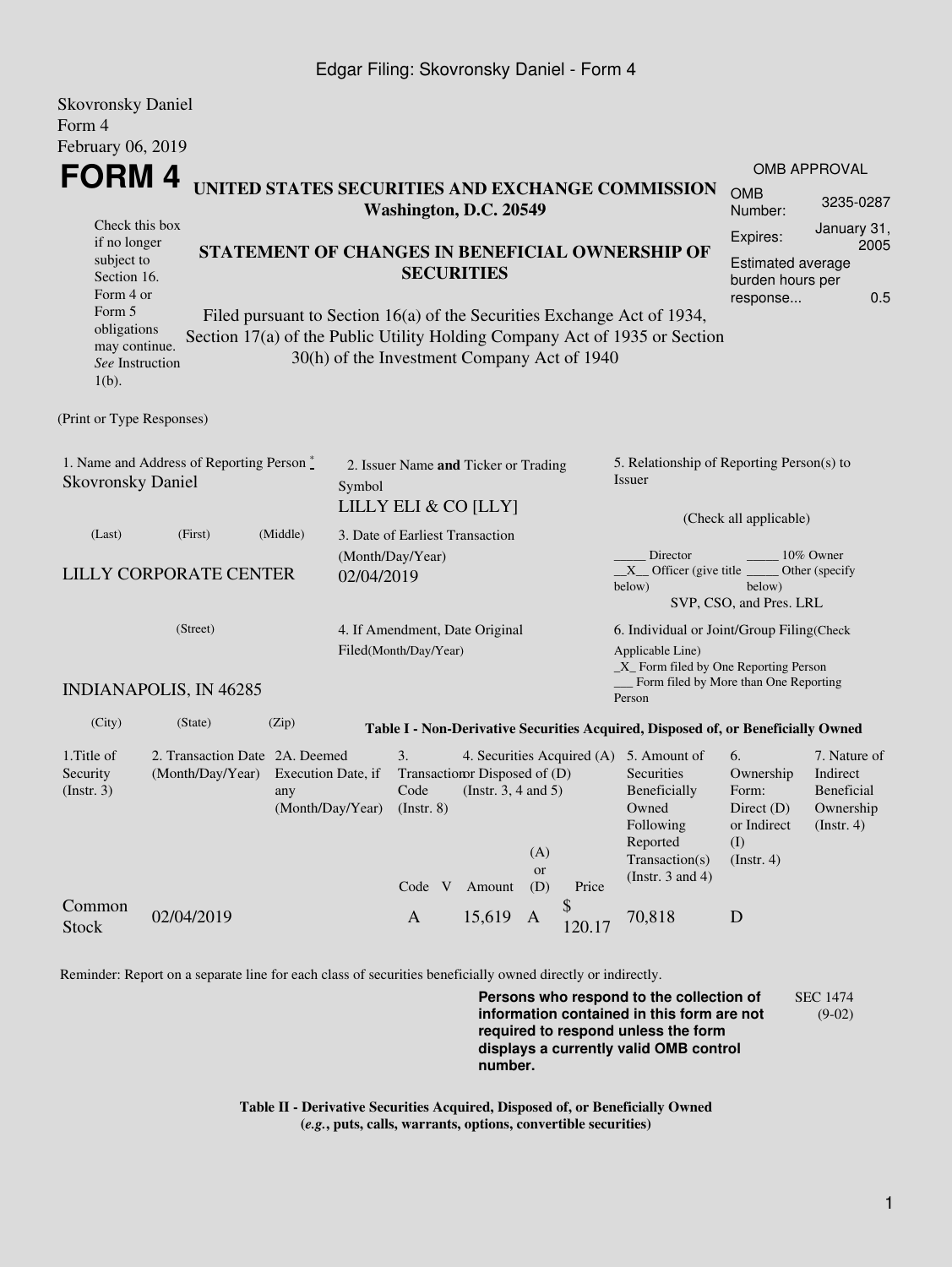Skovronsky Daniel
Form 4
February 06, 2019

# FORM 4

**UNITED STATES SECURITIES AND EXCHANGE COMMISSION**
**Washington, D.C. 20549**

**STATEMENT OF CHANGES IN BENEFICIAL OWNERSHIP OF SECURITIES**

Filed pursuant to Section 16(a) of the Securities Exchange Act of 1934, Section 17(a) of the Public Utility Holding Company Act of 1935 or Section 30(h) of the Investment Company Act of 1940

Check this box if no longer subject to Section 16. Form 4 or Form 5 obligations may continue. *See* Instruction 1(b).

| OMB APPROVAL | |
|---|---|
| OMB Number: | 3235-0287 |
| Expires: | January 31, 2005 |
| Estimated average burden hours per response... | 0.5 |

(Print or Type Responses)

1. Name and Address of Reporting Person *
Skovronsky Daniel

(Last) (First) (Middle)

LILLY CORPORATE CENTER

(Street)

INDIANAPOLIS, IN 46285

(City) (State) (Zip)

2. Issuer Name **and** Ticker or Trading Symbol
LILLY ELI & CO [LLY]

3. Date of Earliest Transaction (Month/Day/Year)
02/04/2019

4. If Amendment, Date Original Filed(Month/Day/Year)

5. Relationship of Reporting Person(s) to Issuer

(Check all applicable)

_____ Director _____ 10% Owner
\_\_X\_\_ Officer (give title below) _____ Other (specify below)
SVP, CSO, and Pres. LRL

6. Individual or Joint/Group Filing(Check Applicable Line)
_X_ Form filed by One Reporting Person
___ Form filed by More than One Reporting Person

**Table I - Non-Derivative Securities Acquired, Disposed of, or Beneficially Owned**

| 1.Title of Security (Instr. 3) | 2. Transaction Date (Month/Day/Year) | 2A. Deemed Execution Date, if any (Month/Day/Year) | 3. Transaction Code (Instr. 8) | | 4. Securities Acquired (A) or Disposed of (D) (Instr. 3, 4 and 5) | | | 5. Amount of Securities Beneficially Owned Following Reported Transaction(s) (Instr. 3 and 4) | 6. Ownership Form: Direct (D) or Indirect (I) (Instr. 4) | 7. Nature of Indirect Beneficial Ownership (Instr. 4) |
|---|---|---|---|---|---|---|---|---|---|---|
| | | | Code | V | Amount | (A) or (D) | Price | | | |
| Common Stock | 02/04/2019 | | A | | 15,619 | A | $ 120.17 | 70,818 | D | |

Reminder: Report on a separate line for each class of securities beneficially owned directly or indirectly.

**Persons who respond to the collection of information contained in this form are not required to respond unless the form displays a currently valid OMB control number.**

SEC 1474 (9-02)

**Table II - Derivative Securities Acquired, Disposed of, or Beneficially Owned**
**(*e.g.*, puts, calls, warrants, options, convertible securities)**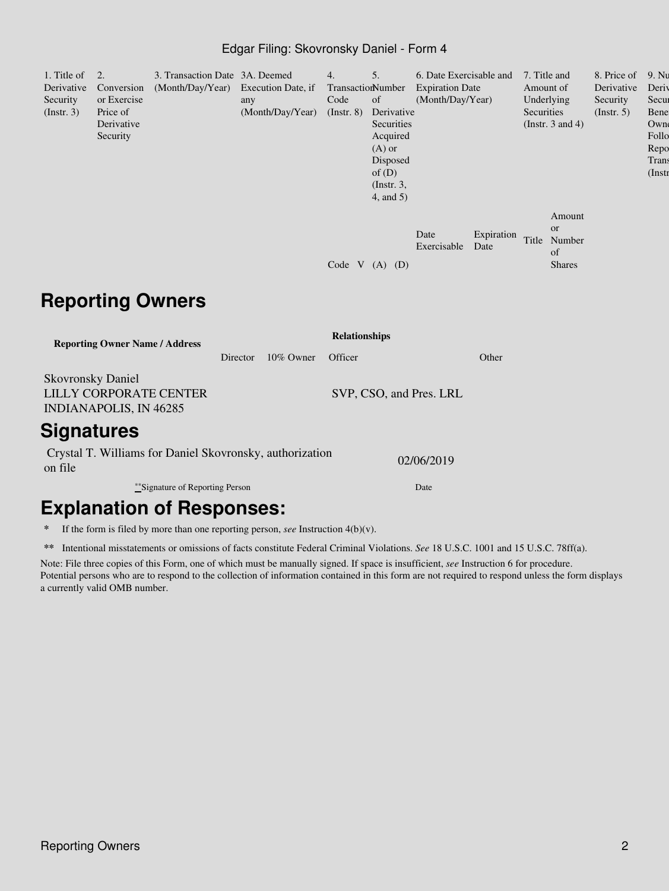| 1. Title of Derivative Security (Instr. 3) | 2. Conversion or Exercise Price of Derivative Security | 3. Transaction Date (Month/Day/Year) | 3A. Deemed Execution Date, if any (Month/Day/Year) | 4. Transaction Code (Instr. 8) | | 5. Number of Derivative Securities Acquired (A) or Disposed of (D) (Instr. 3, 4, and 5) | | 6. Date Exercisable and Expiration Date (Month/Day/Year) | | 7. Title and Amount of Underlying Securities (Instr. 3 and 4) | | 8. Price of Derivative Security (Instr. 5) | 9. Nu Deriv Secur Bene Owne Follo Repo Trans (Instr |
|---|---|---|---|---|---|---|---|---|---|---|---|---|---|
| | | | | Code | V | (A) | (D) | Date Exercisable | Expiration Date | Title | Amount or Number of Shares | | |

## Reporting Owners

| Reporting Owner Name / Address | Relationships | | | |
|---|---|---|---|---|
| | Director | 10% Owner | Officer | Other |
| Skovronsky Daniel<br>LILLY CORPORATE CENTER<br>INDIANAPOLIS, IN 46285 | | | SVP, CSO, and Pres. LRL | |

## Signatures

| | |
|---|---|
| Crystal T. Williams for Daniel Skovronsky, authorization on file | 02/06/2019 |
| **Signature of Reporting Person | Date |

## Explanation of Responses:

\* If the form is filed by more than one reporting person, *see* Instruction 4(b)(v).

\** Intentional misstatements or omissions of facts constitute Federal Criminal Violations. *See* 18 U.S.C. 1001 and 15 U.S.C. 78ff(a).

Note: File three copies of this Form, one of which must be manually signed. If space is insufficient, *see* Instruction 6 for procedure.
Potential persons who are to respond to the collection of information contained in this form are not required to respond unless the form displays a currently valid OMB number.